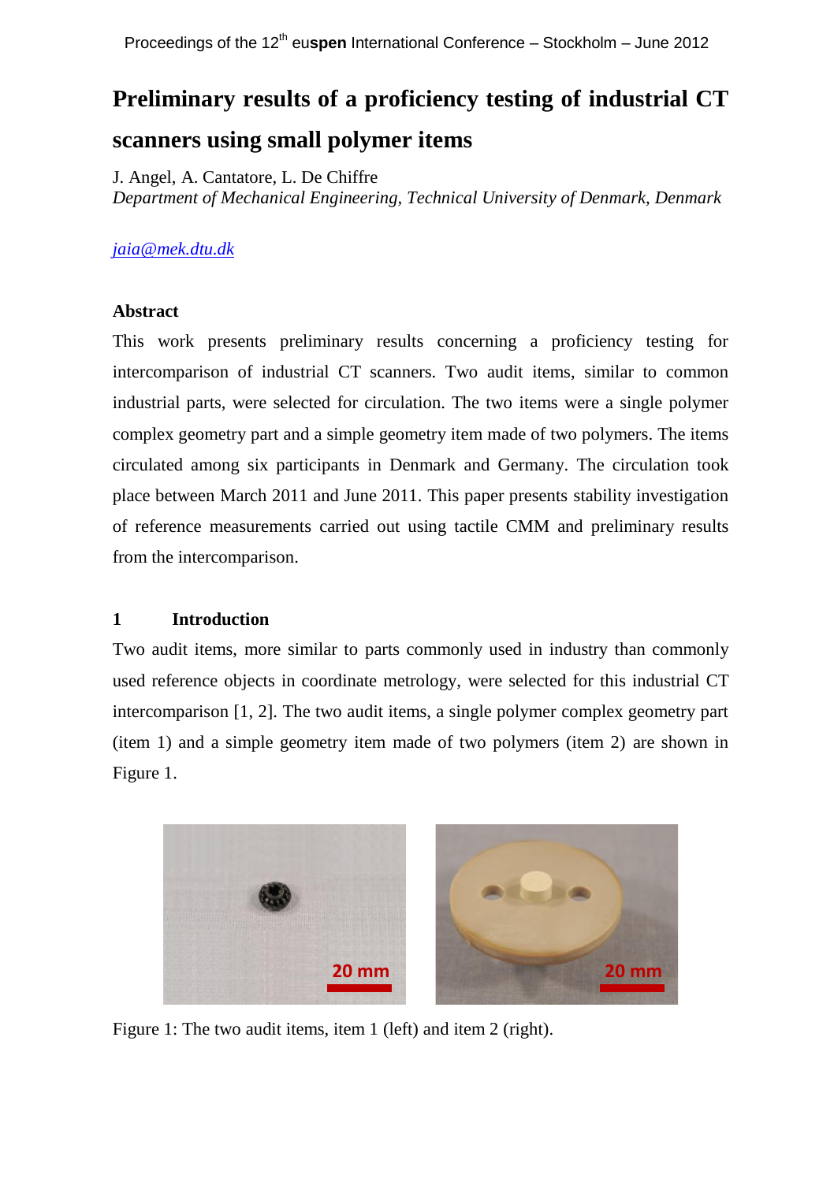# Preliminary results of a proficiency testing of industrial CT scanners using small polymer items

J. Angel, A. Cantatore, L. De Chiffre
*Department of Mechanical Engineering, Technical University of Denmark, Denmark*

*jaia@mek.dtu.dk*

## Abstract

This work presents preliminary results concerning a proficiency testing for intercomparison of industrial CT scanners. Two audit items, similar to common industrial parts, were selected for circulation. The two items were a single polymer complex geometry part and a simple geometry item made of two polymers. The items circulated among six participants in Denmark and Germany. The circulation took place between March 2011 and June 2011. This paper presents stability investigation of reference measurements carried out using tactile CMM and preliminary results from the intercomparison.

## 1 Introduction

Two audit items, more similar to parts commonly used in industry than commonly used reference objects in coordinate metrology, were selected for this industrial CT intercomparison [1, 2]. The two audit items, a single polymer complex geometry part (item 1) and a simple geometry item made of two polymers (item 2) are shown in Figure 1.

Figure 1: The two audit items, item 1 (left) and item 2 (right).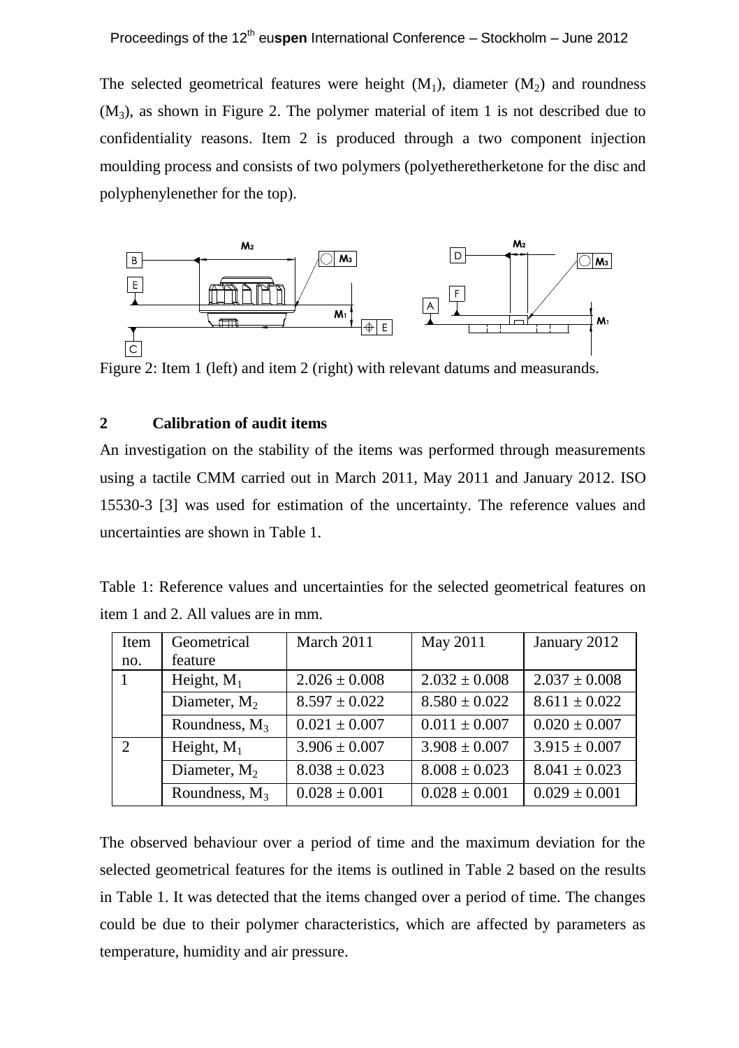The selected geometrical features were height ($M_1$), diameter ($M_2$) and roundness ($M_3$), as shown in Figure 2. The polymer material of item 1 is not described due to confidentiality reasons. Item 2 is produced through a two component injection moulding process and consists of two polymers (polyetheretherketone for the disc and polyphenylenether for the top).

Figure 2: Item 1 (left) and item 2 (right) with relevant datums and measurands.

## 2 Calibration of audit items

An investigation on the stability of the items was performed through measurements using a tactile CMM carried out in March 2011, May 2011 and January 2012. ISO 15530-3 [3] was used for estimation of the uncertainty. The reference values and uncertainties are shown in Table 1.

Table 1: Reference values and uncertainties for the selected geometrical features on item 1 and 2. All values are in mm.

| Item no. | Geometrical feature | March 2011 | May 2011 | January 2012 |
|---|---|---|---|---|
| 1 | Height, $M_1$ | $2.026 \pm 0.008$ | $2.032 \pm 0.008$ | $2.037 \pm 0.008$ |
| | Diameter, $M_2$ | $8.597 \pm 0.022$ | $8.580 \pm 0.022$ | $8.611 \pm 0.022$ |
| | Roundness, $M_3$ | $0.021 \pm 0.007$ | $0.011 \pm 0.007$ | $0.020 \pm 0.007$ |
| 2 | Height, $M_1$ | $3.906 \pm 0.007$ | $3.908 \pm 0.007$ | $3.915 \pm 0.007$ |
| | Diameter, $M_2$ | $8.038 \pm 0.023$ | $8.008 \pm 0.023$ | $8.041 \pm 0.023$ |
| | Roundness, $M_3$ | $0.028 \pm 0.001$ | $0.028 \pm 0.001$ | $0.029 \pm 0.001$ |

The observed behaviour over a period of time and the maximum deviation for the selected geometrical features for the items is outlined in Table 2 based on the results in Table 1. It was detected that the items changed over a period of time. The changes could be due to their polymer characteristics, which are affected by parameters as temperature, humidity and air pressure.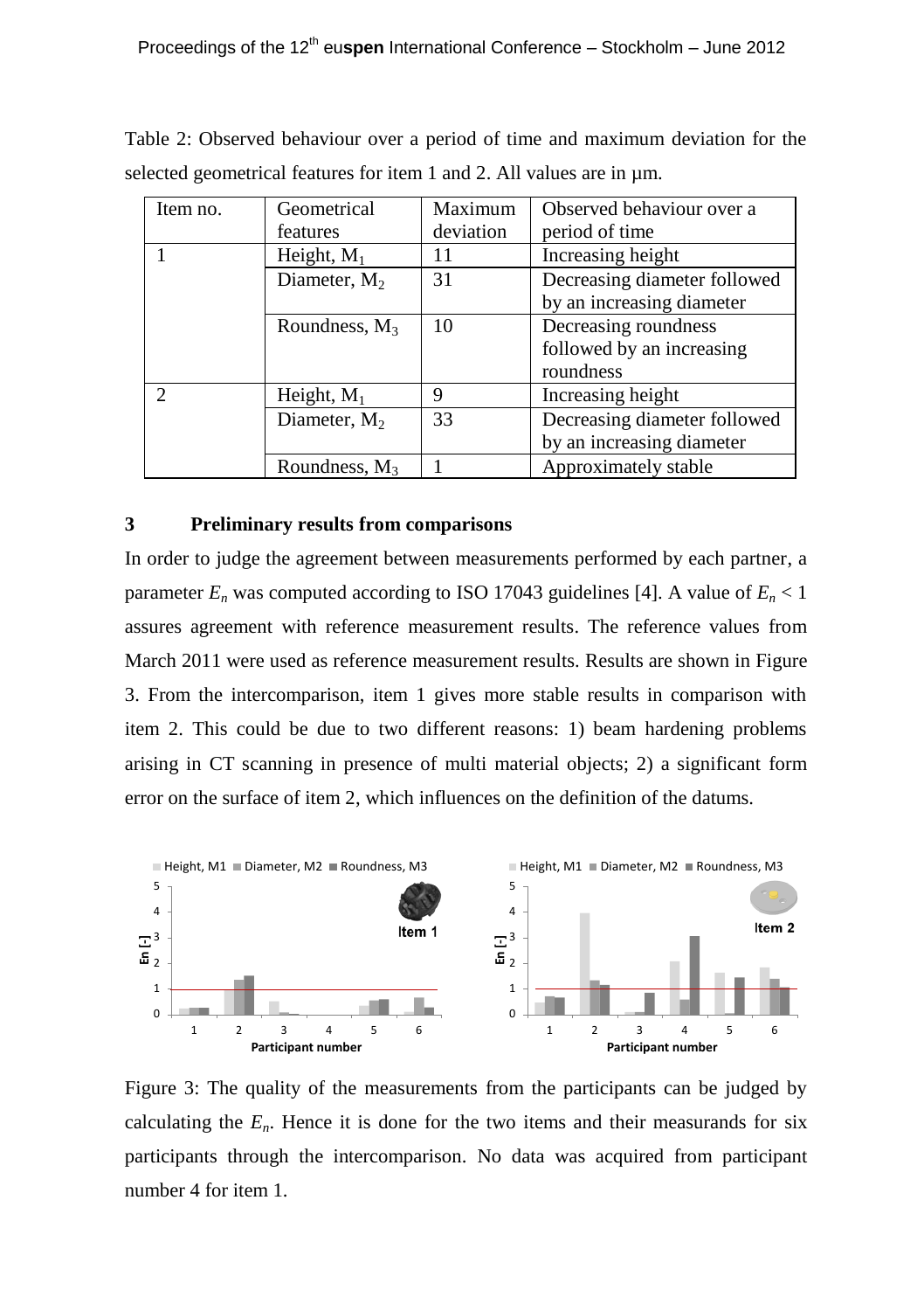Table 2: Observed behaviour over a period of time and maximum deviation for the selected geometrical features for item 1 and 2. All values are in µm.

| Item no. | Geometrical features | Maximum deviation | Observed behaviour over a period of time |
|---|---|---|---|
| 1 | Height, $M_1$ | 11 | Increasing height |
| | Diameter, $M_2$ | 31 | Decreasing diameter followed by an increasing diameter |
| | Roundness, $M_3$ | 10 | Decreasing roundness followed by an increasing roundness |
| 2 | Height, $M_1$ | 9 | Increasing height |
| | Diameter, $M_2$ | 33 | Decreasing diameter followed by an increasing diameter |
| | Roundness, $M_3$ | 1 | Approximately stable |

## 3 Preliminary results from comparisons

In order to judge the agreement between measurements performed by each partner, a parameter $E_n$ was computed according to ISO 17043 guidelines [4]. A value of $E_n < 1$ assures agreement with reference measurement results. The reference values from March 2011 were used as reference measurement results. Results are shown in Figure 3. From the intercomparison, item 1 gives more stable results in comparison with item 2. This could be due to two different reasons: 1) beam hardening problems arising in CT scanning in presence of multi material objects; 2) a significant form error on the surface of item 2, which influences on the definition of the datums.

Figure 3: The quality of the measurements from the participants can be judged by calculating the $E_n$. Hence it is done for the two items and their measurands for six participants through the intercomparison. No data was acquired from participant number 4 for item 1.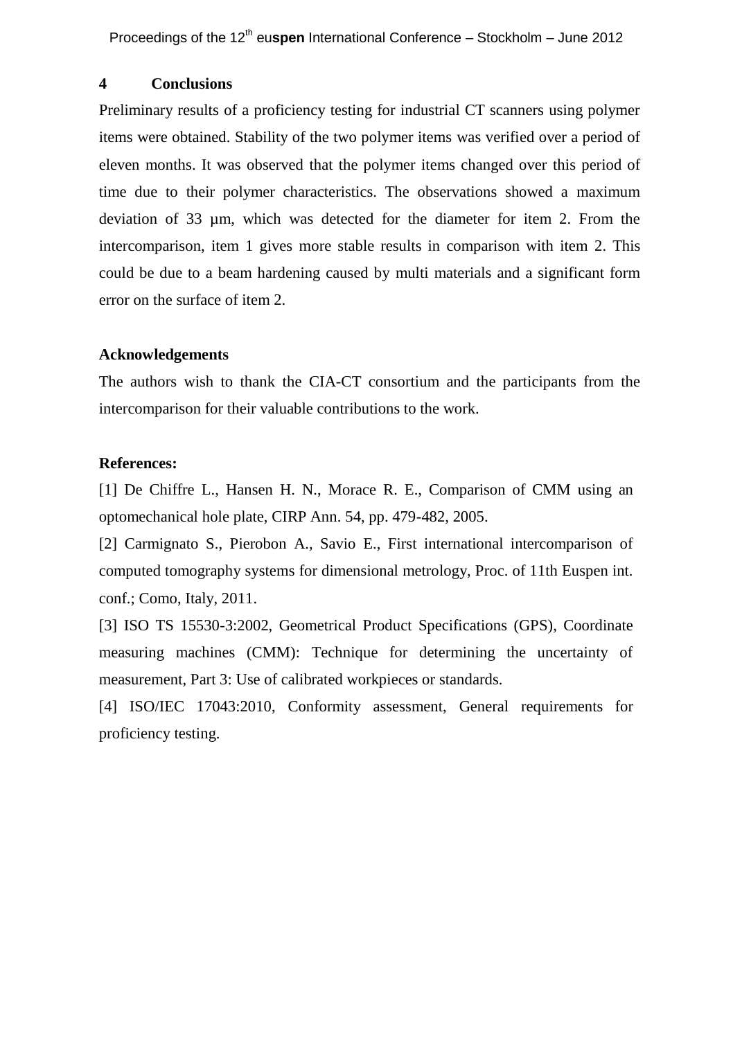## 4 Conclusions

Preliminary results of a proficiency testing for industrial CT scanners using polymer items were obtained. Stability of the two polymer items was verified over a period of eleven months. It was observed that the polymer items changed over this period of time due to their polymer characteristics. The observations showed a maximum deviation of 33 µm, which was detected for the diameter for item 2. From the intercomparison, item 1 gives more stable results in comparison with item 2. This could be due to a beam hardening caused by multi materials and a significant form error on the surface of item 2.

### Acknowledgements

The authors wish to thank the CIA-CT consortium and the participants from the intercomparison for their valuable contributions to the work.

### References:

[1] De Chiffre L., Hansen H. N., Morace R. E., Comparison of CMM using an optomechanical hole plate, CIRP Ann. 54, pp. 479-482, 2005.

[2] Carmignato S., Pierobon A., Savio E., First international intercomparison of computed tomography systems for dimensional metrology, Proc. of 11th Euspen int. conf.; Como, Italy, 2011.

[3] ISO TS 15530-3:2002, Geometrical Product Specifications (GPS), Coordinate measuring machines (CMM): Technique for determining the uncertainty of measurement, Part 3: Use of calibrated workpieces or standards.

[4] ISO/IEC 17043:2010, Conformity assessment, General requirements for proficiency testing.